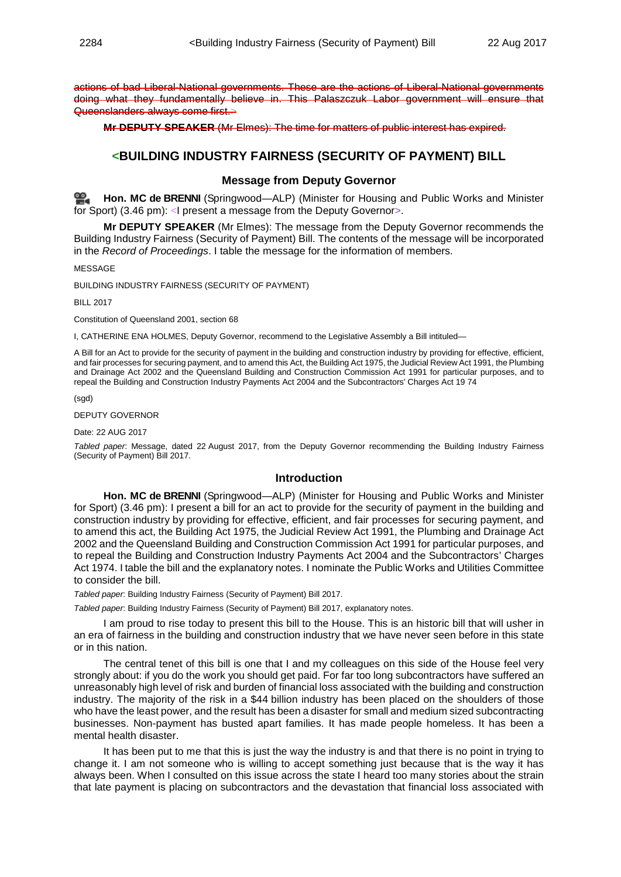actions of bad Liberal-National governments. These are the actions of Liberal-National governments doing what they fundamentally believe in. This Palaszczuk Labor government will ensure that Queenslanders always come first.>

**Mr DEPUTY SPEAKER** (Mr Elmes): The time for matters of public interest has expired.

## <BUILDING INDUSTRY FAIRNESS (SECURITY OF PAYMENT) BILL

### Message from Deputy Governor

**Hon. MC de BRENNI** (Springwood—ALP) (Minister for Housing and Public Works and Minister for Sport) (3.46 pm): <I present a message from the Deputy Governor>.

**Mr DEPUTY SPEAKER** (Mr Elmes): The message from the Deputy Governor recommends the Building Industry Fairness (Security of Payment) Bill. The contents of the message will be incorporated in the *Record of Proceedings*. I table the message for the information of members.

MESSAGE

BUILDING INDUSTRY FAIRNESS (SECURITY OF PAYMENT)

BILL 2017

Constitution of Queensland 2001, section 68

I, CATHERINE ENA HOLMES, Deputy Governor, recommend to the Legislative Assembly a Bill intituled—

A Bill for an Act to provide for the security of payment in the building and construction industry by providing for effective, efficient, and fair processes for securing payment, and to amend this Act, the Building Act 1975, the Judicial Review Act 1991, the Plumbing and Drainage Act 2002 and the Queensland Building and Construction Commission Act 1991 for particular purposes, and to repeal the Building and Construction Industry Payments Act 2004 and the Subcontractors' Charges Act 19 74

(sgd)

DEPUTY GOVERNOR

Date: 22 AUG 2017

*Tabled paper*: Message, dated 22 August 2017, from the Deputy Governor recommending the Building Industry Fairness (Security of Payment) Bill 2017.

### Introduction

**Hon. MC de BRENNI** (Springwood—ALP) (Minister for Housing and Public Works and Minister for Sport) (3.46 pm): I present a bill for an act to provide for the security of payment in the building and construction industry by providing for effective, efficient, and fair processes for securing payment, and to amend this act, the Building Act 1975, the Judicial Review Act 1991, the Plumbing and Drainage Act 2002 and the Queensland Building and Construction Commission Act 1991 for particular purposes, and to repeal the Building and Construction Industry Payments Act 2004 and the Subcontractors' Charges Act 1974. I table the bill and the explanatory notes. I nominate the Public Works and Utilities Committee to consider the bill.

*Tabled paper*: Building Industry Fairness (Security of Payment) Bill 2017.

*Tabled paper*: Building Industry Fairness (Security of Payment) Bill 2017, explanatory notes.

I am proud to rise today to present this bill to the House. This is an historic bill that will usher in an era of fairness in the building and construction industry that we have never seen before in this state or in this nation.

The central tenet of this bill is one that I and my colleagues on this side of the House feel very strongly about: if you do the work you should get paid. For far too long subcontractors have suffered an unreasonably high level of risk and burden of financial loss associated with the building and construction industry. The majority of the risk in a $44 billion industry has been placed on the shoulders of those who have the least power, and the result has been a disaster for small and medium sized subcontracting businesses. Non-payment has busted apart families. It has made people homeless. It has been a mental health disaster.

It has been put to me that this is just the way the industry is and that there is no point in trying to change it. I am not someone who is willing to accept something just because that is the way it has always been. When I consulted on this issue across the state I heard too many stories about the strain that late payment is placing on subcontractors and the devastation that financial loss associated with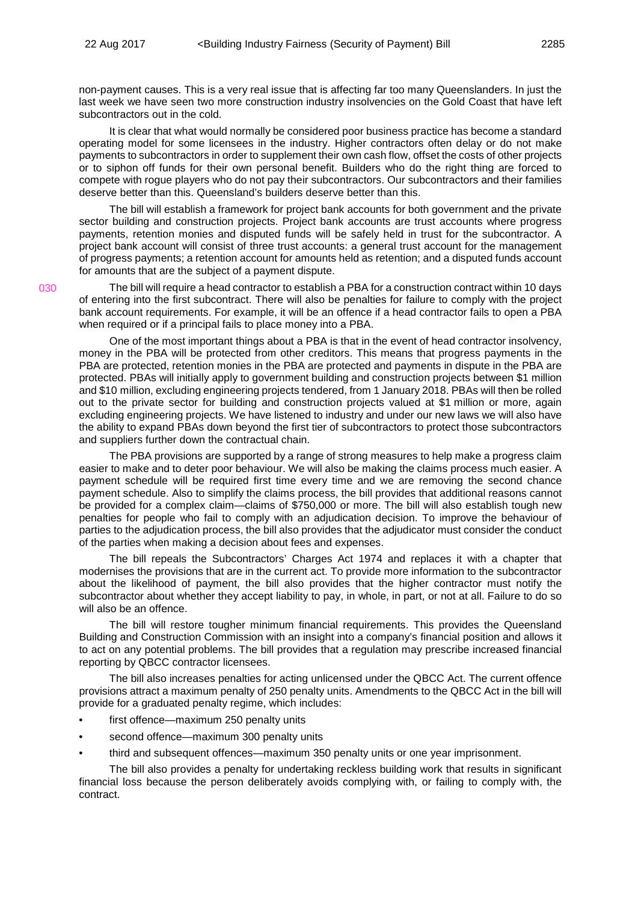non-payment causes. This is a very real issue that is affecting far too many Queenslanders. In just the last week we have seen two more construction industry insolvencies on the Gold Coast that have left subcontractors out in the cold.

It is clear that what would normally be considered poor business practice has become a standard operating model for some licensees in the industry. Higher contractors often delay or do not make payments to subcontractors in order to supplement their own cash flow, offset the costs of other projects or to siphon off funds for their own personal benefit. Builders who do the right thing are forced to compete with rogue players who do not pay their subcontractors. Our subcontractors and their families deserve better than this. Queensland's builders deserve better than this.

The bill will establish a framework for project bank accounts for both government and the private sector building and construction projects. Project bank accounts are trust accounts where progress payments, retention monies and disputed funds will be safely held in trust for the subcontractor. A project bank account will consist of three trust accounts: a general trust account for the management of progress payments; a retention account for amounts held as retention; and a disputed funds account for amounts that are the subject of a payment dispute.

The bill will require a head contractor to establish a PBA for a construction contract within 10 days of entering into the first subcontract. There will also be penalties for failure to comply with the project bank account requirements. For example, it will be an offence if a head contractor fails to open a PBA when required or if a principal fails to place money into a PBA.

One of the most important things about a PBA is that in the event of head contractor insolvency, money in the PBA will be protected from other creditors. This means that progress payments in the PBA are protected, retention monies in the PBA are protected and payments in dispute in the PBA are protected. PBAs will initially apply to government building and construction projects between $1 million and $10 million, excluding engineering projects tendered, from 1 January 2018. PBAs will then be rolled out to the private sector for building and construction projects valued at $1 million or more, again excluding engineering projects. We have listened to industry and under our new laws we will also have the ability to expand PBAs down beyond the first tier of subcontractors to protect those subcontractors and suppliers further down the contractual chain.

The PBA provisions are supported by a range of strong measures to help make a progress claim easier to make and to deter poor behaviour. We will also be making the claims process much easier. A payment schedule will be required first time every time and we are removing the second chance payment schedule. Also to simplify the claims process, the bill provides that additional reasons cannot be provided for a complex claim—claims of $750,000 or more. The bill will also establish tough new penalties for people who fail to comply with an adjudication decision. To improve the behaviour of parties to the adjudication process, the bill also provides that the adjudicator must consider the conduct of the parties when making a decision about fees and expenses.

The bill repeals the Subcontractors' Charges Act 1974 and replaces it with a chapter that modernises the provisions that are in the current act. To provide more information to the subcontractor about the likelihood of payment, the bill also provides that the higher contractor must notify the subcontractor about whether they accept liability to pay, in whole, in part, or not at all. Failure to do so will also be an offence.

The bill will restore tougher minimum financial requirements. This provides the Queensland Building and Construction Commission with an insight into a company's financial position and allows it to act on any potential problems. The bill provides that a regulation may prescribe increased financial reporting by QBCC contractor licensees.

The bill also increases penalties for acting unlicensed under the QBCC Act. The current offence provisions attract a maximum penalty of 250 penalty units. Amendments to the QBCC Act in the bill will provide for a graduated penalty regime, which includes:

- first offence—maximum 250 penalty units
- second offence—maximum 300 penalty units
- third and subsequent offences—maximum 350 penalty units or one year imprisonment.

The bill also provides a penalty for undertaking reckless building work that results in significant financial loss because the person deliberately avoids complying with, or failing to comply with, the contract.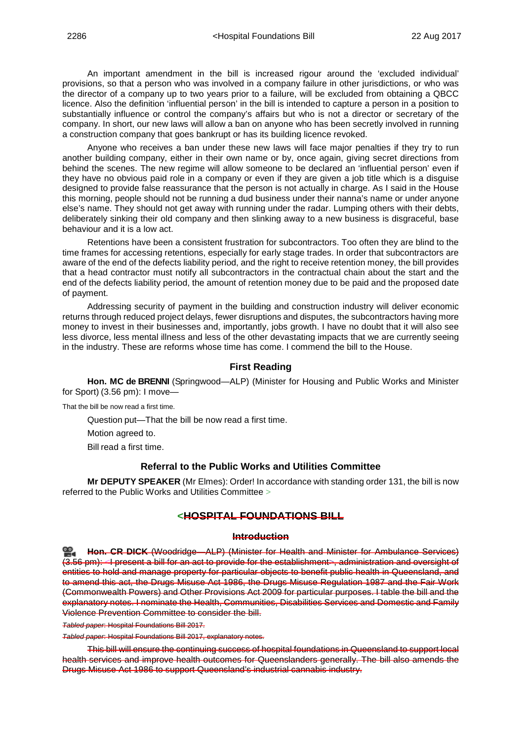An important amendment in the bill is increased rigour around the 'excluded individual' provisions, so that a person who was involved in a company failure in other jurisdictions, or who was the director of a company up to two years prior to a failure, will be excluded from obtaining a QBCC licence. Also the definition 'influential person' in the bill is intended to capture a person in a position to substantially influence or control the company's affairs but who is not a director or secretary of the company. In short, our new laws will allow a ban on anyone who has been secretly involved in running a construction company that goes bankrupt or has its building licence revoked.

Anyone who receives a ban under these new laws will face major penalties if they try to run another building company, either in their own name or by, once again, giving secret directions from behind the scenes. The new regime will allow someone to be declared an 'influential person' even if they have no obvious paid role in a company or even if they are given a job title which is a disguise designed to provide false reassurance that the person is not actually in charge. As I said in the House this morning, people should not be running a dud business under their nanna's name or under anyone else's name. They should not get away with running under the radar. Lumping others with their debts, deliberately sinking their old company and then slinking away to a new business is disgraceful, base behaviour and it is a low act.

Retentions have been a consistent frustration for subcontractors. Too often they are blind to the time frames for accessing retentions, especially for early stage trades. In order that subcontractors are aware of the end of the defects liability period, and the right to receive retention money, the bill provides that a head contractor must notify all subcontractors in the contractual chain about the start and the end of the defects liability period, the amount of retention money due to be paid and the proposed date of payment.

Addressing security of payment in the building and construction industry will deliver economic returns through reduced project delays, fewer disruptions and disputes, the subcontractors having more money to invest in their businesses and, importantly, jobs growth. I have no doubt that it will also see less divorce, less mental illness and less of the other devastating impacts that we are currently seeing in the industry. These are reforms whose time has come. I commend the bill to the House.

## First Reading

**Hon. MC de BRENNI** (Springwood—ALP) (Minister for Housing and Public Works and Minister for Sport) (3.56 pm): I move—

That the bill be now read a first time.

Question put—That the bill be now read a first time.

Motion agreed to.

Bill read a first time.

## Referral to the Public Works and Utilities Committee

**Mr DEPUTY SPEAKER** (Mr Elmes): Order! In accordance with standing order 131, the bill is now referred to the Public Works and Utilities Committee >

## <HOSPITAL FOUNDATIONS BILL

### Introduction

**Hon. CR DICK** (Woodridge—ALP) (Minister for Health and Minister for Ambulance Services) (3.56 pm): <I present a bill for an act to provide for the establishment>, administration and oversight of entities to hold and manage property for particular objects to benefit public health in Queensland, and to amend this act, the Drugs Misuse Act 1986, the Drugs Misuse Regulation 1987 and the Fair Work (Commonwealth Powers) and Other Provisions Act 2009 for particular purposes. I table the bill and the explanatory notes. I nominate the Health, Communities, Disabilities Services and Domestic and Family Violence Prevention Committee to consider the bill.

*Tabled paper*: Hospital Foundations Bill 2017.

*Tabled paper*: Hospital Foundations Bill 2017, explanatory notes.

This bill will ensure the continuing success of hospital foundations in Queensland to support local health services and improve health outcomes for Queenslanders generally. The bill also amends the Drugs Misuse Act 1986 to support Queensland's industrial cannabis industry.